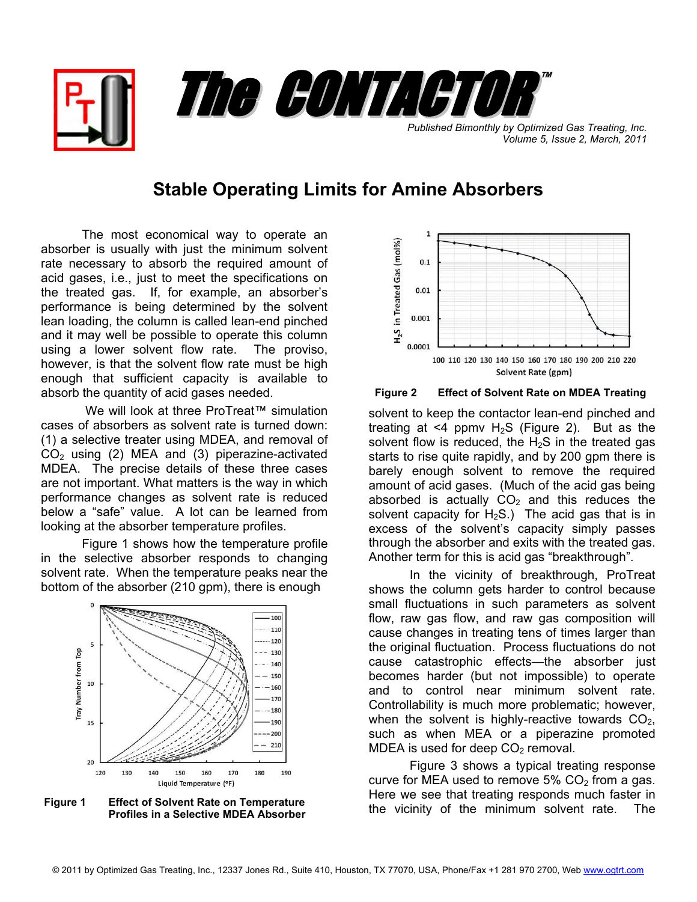# The CONTACTOR™

*Published Bimonthly by Optimized Gas Treating, Inc.*
*Volume 5, Issue 2, March, 2011*

## Stable Operating Limits for Amine Absorbers

The most economical way to operate an absorber is usually with just the minimum solvent rate necessary to absorb the required amount of acid gases, i.e., just to meet the specifications on the treated gas. If, for example, an absorber's performance is being determined by the solvent lean loading, the column is called lean-end pinched and it may well be possible to operate this column using a lower solvent flow rate. The proviso, however, is that the solvent flow rate must be high enough that sufficient capacity is available to absorb the quantity of acid gases needed.

We will look at three ProTreat™ simulation cases of absorbers as solvent rate is turned down: (1) a selective treater using MDEA, and removal of $CO_2$ using (2) MEA and (3) piperazine-activated MDEA. The precise details of these three cases are not important. What matters is the way in which performance changes as solvent rate is reduced below a "safe" value. A lot can be learned from looking at the absorber temperature profiles.

Figure 1 shows how the temperature profile in the selective absorber responds to changing solvent rate. When the temperature peaks near the bottom of the absorber (210 gpm), there is enough

**Figure 1** Effect of Solvent Rate on Temperature Profiles in a Selective MDEA Absorber

**Figure 2** Effect of Solvent Rate on MDEA Treating

solvent to keep the contactor lean-end pinched and treating at <4 ppmv $H_2S$ (Figure 2). But as the solvent flow is reduced, the $H_2S$ in the treated gas starts to rise quite rapidly, and by 200 gpm there is barely enough solvent to remove the required amount of acid gases. (Much of the acid gas being absorbed is actually $CO_2$ and this reduces the solvent capacity for $H_2S$.) The acid gas that is in excess of the solvent's capacity simply passes through the absorber and exits with the treated gas. Another term for this is acid gas "breakthrough".

In the vicinity of breakthrough, ProTreat shows the column gets harder to control because small fluctuations in such parameters as solvent flow, raw gas flow, and raw gas composition will cause changes in treating tens of times larger than the original fluctuation. Process fluctuations do not cause catastrophic effects—the absorber just becomes harder (but not impossible) to operate and to control near minimum solvent rate. Controllability is much more problematic; however, when the solvent is highly-reactive towards $CO_2$, such as when MEA or a piperazine promoted MDEA is used for deep $CO_2$ removal.

Figure 3 shows a typical treating response curve for MEA used to remove 5% $CO_2$ from a gas. Here we see that treating responds much faster in the vicinity of the minimum solvent rate. The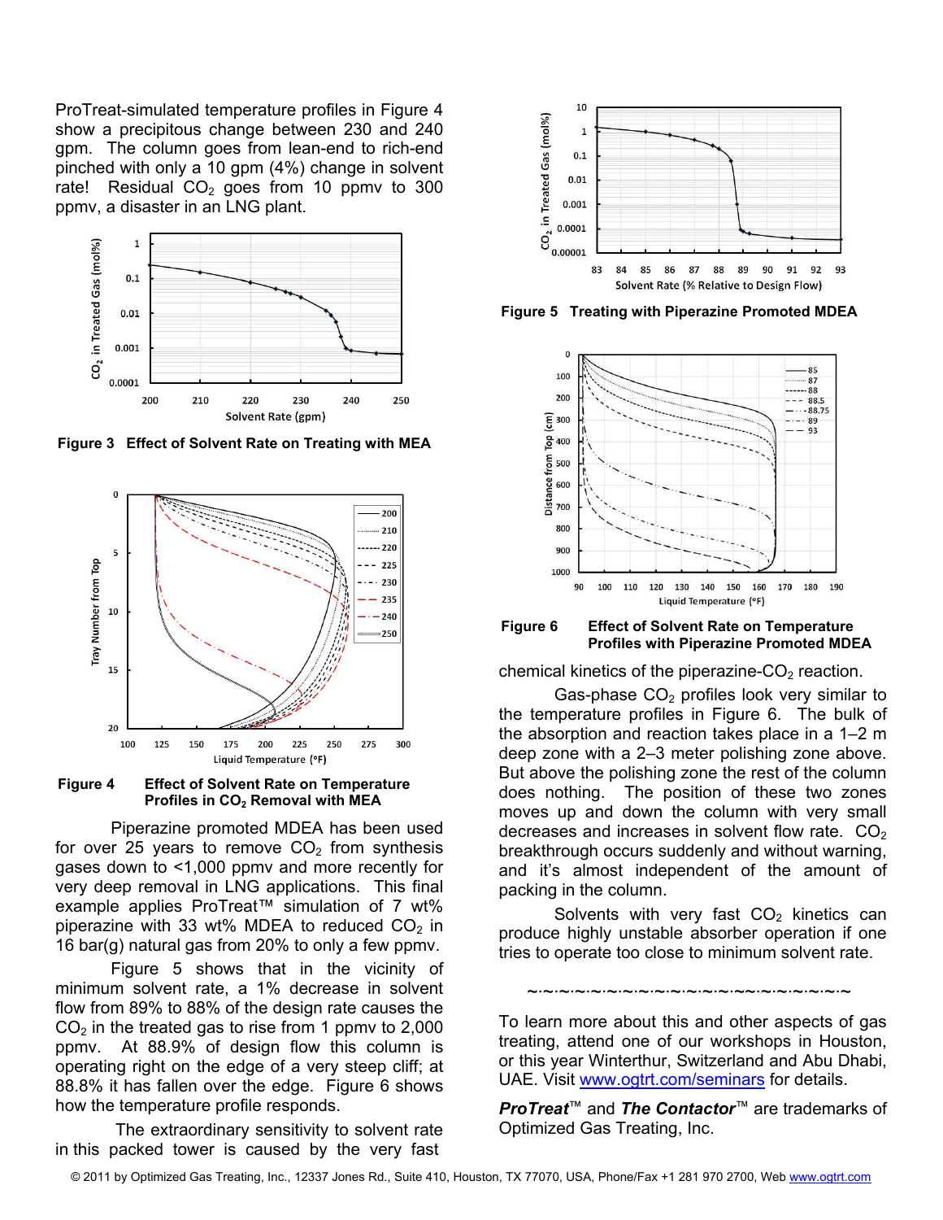ProTreat-simulated temperature profiles in Figure 4 show a precipitous change between 230 and 240 gpm. The column goes from lean-end to rich-end pinched with only a 10 gpm (4%) change in solvent rate! Residual $CO_2$ goes from 10 ppmv to 300 ppmv, a disaster in an LNG plant.

CO$_2$ in Treated Gas (mol%)
1
0.1
0.01
0.001
0.0001
200 210 220 230 240 250
Solvent Rate (gpm)

**Figure 3 Effect of Solvent Rate on Treating with MEA**

Tray Number from Top
0
5
10
15
20
100 125 150 175 200 225 250 275 300
Liquid Temperature (°F)
200
210
220
225
230
235
240
250

**Figure 4 Effect of Solvent Rate on Temperature Profiles in $CO_2$ Removal with MEA**

Piperazine promoted MDEA has been used for over 25 years to remove $CO_2$ from synthesis gases down to <1,000 ppmv and more recently for very deep removal in LNG applications. This final example applies ProTreat™ simulation of 7 wt% piperazine with 33 wt% MDEA to reduced $CO_2$ in 16 bar(g) natural gas from 20% to only a few ppmv.

Figure 5 shows that in the vicinity of minimum solvent rate, a 1% decrease in solvent flow from 89% to 88% of the design rate causes the $CO_2$ in the treated gas to rise from 1 ppmv to 2,000 ppmv. At 88.9% of design flow this column is operating right on the edge of a very steep cliff; at 88.8% it has fallen over the edge. Figure 6 shows how the temperature profile responds.

The extraordinary sensitivity to solvent rate in this packed tower is caused by the very fast

CO$_2$ in Treated Gas (mol%)
10
1
0.1
0.01
0.001
0.0001
0.00001
83 84 85 86 87 88 89 90 91 92 93
Solvent Rate (% Relative to Design Flow)

**Figure 5 Treating with Piperazine Promoted MDEA**

Distance from Top (cm)
0
100
200
300
400
500
600
700
800
900
1000
90 100 110 120 130 140 150 160 170 180 190
Liquid Temperature (°F)
85
87
88
88.5
88.75
89
93

**Figure 6 Effect of Solvent Rate on Temperature Profiles with Piperazine Promoted MDEA**

chemical kinetics of the piperazine-$CO_2$ reaction.

Gas-phase $CO_2$ profiles look very similar to the temperature profiles in Figure 6. The bulk of the absorption and reaction takes place in a 1–2 m deep zone with a 2–3 meter polishing zone above. But above the polishing zone the rest of the column does nothing. The position of these two zones moves up and down the column with very small decreases and increases in solvent flow rate. $CO_2$ breakthrough occurs suddenly and without warning, and it's almost independent of the amount of packing in the column.

Solvents with very fast $CO_2$ kinetics can produce highly unstable absorber operation if one tries to operate too close to minimum solvent rate.

~·~·~·~·~·~·~·~·~·~·~·~·~·~·~·~·~·~·~·~·~·~·~

To learn more about this and other aspects of gas treating, attend one of our workshops in Houston, or this year Winterthur, Switzerland and Abu Dhabi, UAE. Visit www.ogtrt.com/seminars for details.

***ProTreat***™ and ***The Contactor***™ are trademarks of Optimized Gas Treating, Inc.

© 2011 by Optimized Gas Treating, Inc., 12337 Jones Rd., Suite 410, Houston, TX 77070, USA, Phone/Fax +1 281 970 2700, Web www.ogtrt.com